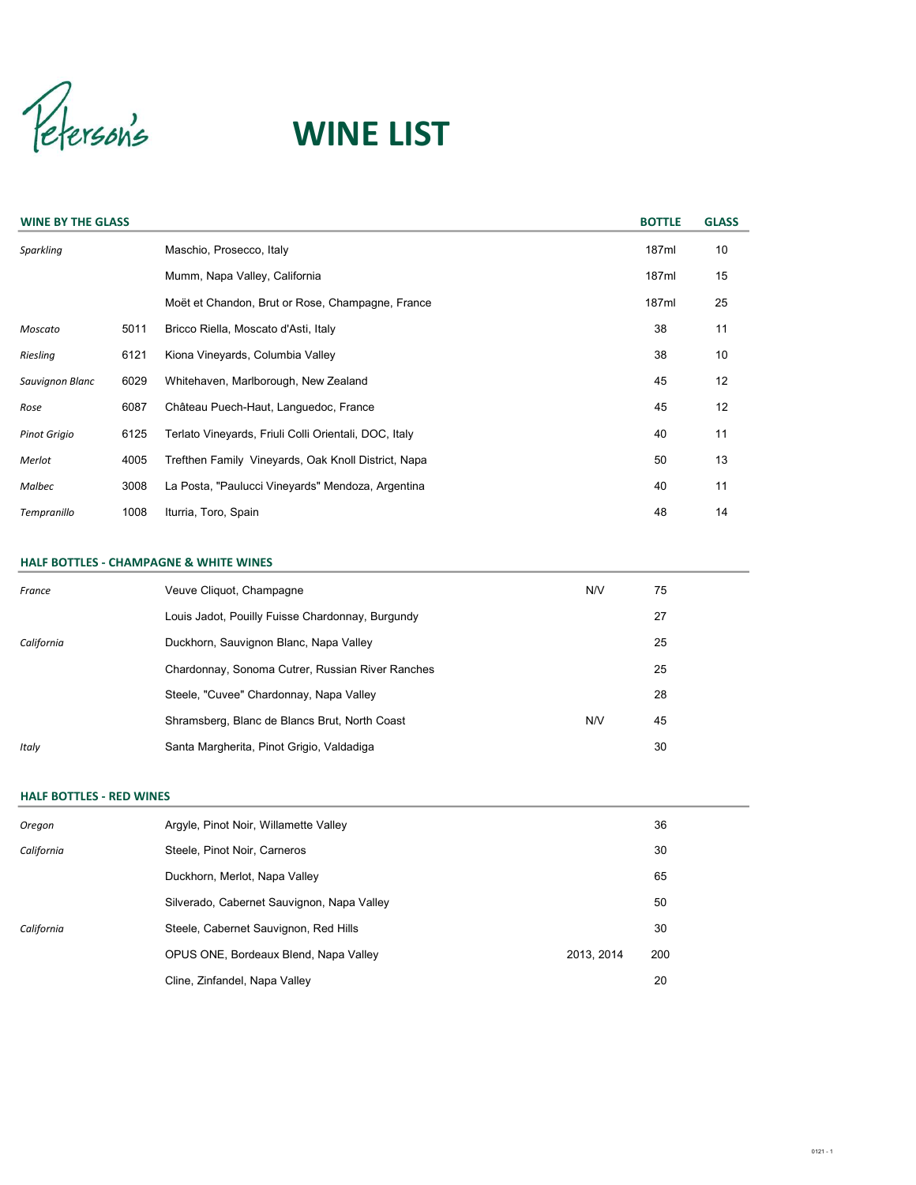Peterson's

# WINE LIST

## WINE BY THE GLASS

| | | | BOTTLE | GLASS |
|---|---|---|---|---|
| *Sparkling* | | Maschio, Prosecco, Italy | 187ml | 10 |
| | | Mumm, Napa Valley, California | 187ml | 15 |
| | | Moët et Chandon, Brut or Rose, Champagne, France | 187ml | 25 |
| *Moscato* | 5011 | Bricco Riella, Moscato d'Asti, Italy | 38 | 11 |
| *Riesling* | 6121 | Kiona Vineyards, Columbia Valley | 38 | 10 |
| *Sauvignon Blanc* | 6029 | Whitehaven, Marlborough, New Zealand | 45 | 12 |
| *Rose* | 6087 | Château Puech-Haut, Languedoc, France | 45 | 12 |
| *Pinot Grigio* | 6125 | Terlato Vineyards, Friuli Colli Orientali, DOC, Italy | 40 | 11 |
| *Merlot* | 4005 | Trefthen Family Vineyards, Oak Knoll District, Napa | 50 | 13 |
| *Malbec* | 3008 | La Posta, "Paulucci Vineyards" Mendoza, Argentina | 40 | 11 |
| *Tempranillo* | 1008 | Iturria, Toro, Spain | 48 | 14 |

## HALF BOTTLES - CHAMPAGNE & WHITE WINES

| | | | |
|---|---|---|---|
| *France* | Veuve Cliquot, Champagne | N/V | 75 |
| | Louis Jadot, Pouilly Fuisse Chardonnay, Burgundy | | 27 |
| *California* | Duckhorn, Sauvignon Blanc, Napa Valley | | 25 |
| | Chardonnay, Sonoma Cutrer, Russian River Ranches | | 25 |
| | Steele, "Cuvee" Chardonnay, Napa Valley | | 28 |
| | Shramsberg, Blanc de Blancs Brut, North Coast | N/V | 45 |
| *Italy* | Santa Margherita, Pinot Grigio, Valdadiga | | 30 |

## HALF BOTTLES - RED WINES

| | | | |
|---|---|---|---|
| *Oregon* | Argyle, Pinot Noir, Willamette Valley | | 36 |
| *California* | Steele, Pinot Noir, Carneros | | 30 |
| | Duckhorn, Merlot, Napa Valley | | 65 |
| | Silverado, Cabernet Sauvignon, Napa Valley | | 50 |
| *California* | Steele, Cabernet Sauvignon, Red Hills | | 30 |
| | OPUS ONE, Bordeaux Blend, Napa Valley | 2013, 2014 | 200 |
| | Cline, Zinfandel, Napa Valley | | 20 |

0121 - 1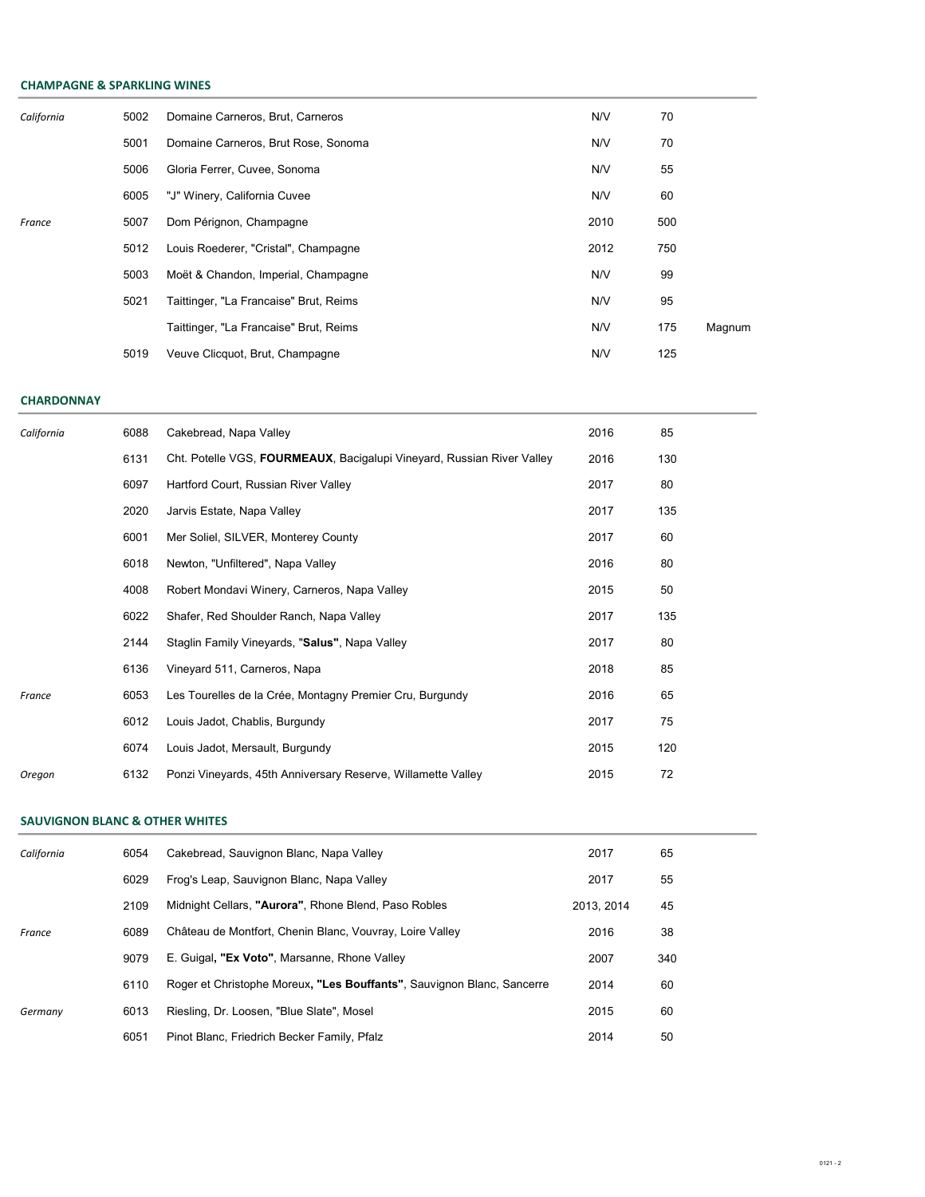## CHAMPAGNE & SPARKLING WINES

| | | | | | |
|---|---|---|---|---|---|
| *California* | 5002 | Domaine Carneros, Brut, Carneros | N/V | 70 | |
| | 5001 | Domaine Carneros, Brut Rose, Sonoma | N/V | 70 | |
| | 5006 | Gloria Ferrer, Cuvee, Sonoma | N/V | 55 | |
| | 6005 | "J" Winery, California Cuvee | N/V | 60 | |
| *France* | 5007 | Dom Pérignon, Champagne | 2010 | 500 | |
| | 5012 | Louis Roederer, "Cristal", Champagne | 2012 | 750 | |
| | 5003 | Moët & Chandon, Imperial, Champagne | N/V | 99 | |
| | 5021 | Taittinger, "La Francaise" Brut, Reims | N/V | 95 | |
| | | Taittinger, "La Francaise" Brut, Reims | N/V | 175 | Magnum |
| | 5019 | Veuve Clicquot, Brut, Champagne | N/V | 125 | |

## CHARDONNAY

| | | | | |
|---|---|---|---|---|
| *California* | 6088 | Cakebread, Napa Valley | 2016 | 85 |
| | 6131 | Cht. Potelle VGS, **FOURMEAUX**, Bacigalupi Vineyard, Russian River Valley | 2016 | 130 |
| | 6097 | Hartford Court, Russian River Valley | 2017 | 80 |
| | 2020 | Jarvis Estate, Napa Valley | 2017 | 135 |
| | 6001 | Mer Soliel, SILVER, Monterey County | 2017 | 60 |
| | 6018 | Newton, "Unfiltered", Napa Valley | 2016 | 80 |
| | 4008 | Robert Mondavi Winery, Carneros, Napa Valley | 2015 | 50 |
| | 6022 | Shafer, Red Shoulder Ranch, Napa Valley | 2017 | 135 |
| | 2144 | Staglin Family Vineyards, "**Salus"**, Napa Valley | 2017 | 80 |
| | 6136 | Vineyard 511, Carneros, Napa | 2018 | 85 |
| *France* | 6053 | Les Tourelles de la Crée, Montagny Premier Cru, Burgundy | 2016 | 65 |
| | 6012 | Louis Jadot, Chablis, Burgundy | 2017 | 75 |
| | 6074 | Louis Jadot, Mersault, Burgundy | 2015 | 120 |
| *Oregon* | 6132 | Ponzi Vineyards, 45th Anniversary Reserve, Willamette Valley | 2015 | 72 |

## SAUVIGNON BLANC & OTHER WHITES

| | | | | |
|---|---|---|---|---|
| *California* | 6054 | Cakebread, Sauvignon Blanc, Napa Valley | 2017 | 65 |
| | 6029 | Frog's Leap, Sauvignon Blanc, Napa Valley | 2017 | 55 |
| | 2109 | Midnight Cellars, **"Aurora"**, Rhone Blend, Paso Robles | 2013, 2014 | 45 |
| *France* | 6089 | Château de Montfort, Chenin Blanc, Vouvray, Loire Valley | 2016 | 38 |
| | 9079 | E. Guigal**, "Ex Voto"**, Marsanne, Rhone Valley | 2007 | 340 |
| | 6110 | Roger et Christophe Moreux**, "Les Bouffants"**, Sauvignon Blanc, Sancerre | 2014 | 60 |
| *Germany* | 6013 | Riesling, Dr. Loosen, "Blue Slate", Mosel | 2015 | 60 |
| | 6051 | Pinot Blanc, Friedrich Becker Family, Pfalz | 2014 | 50 |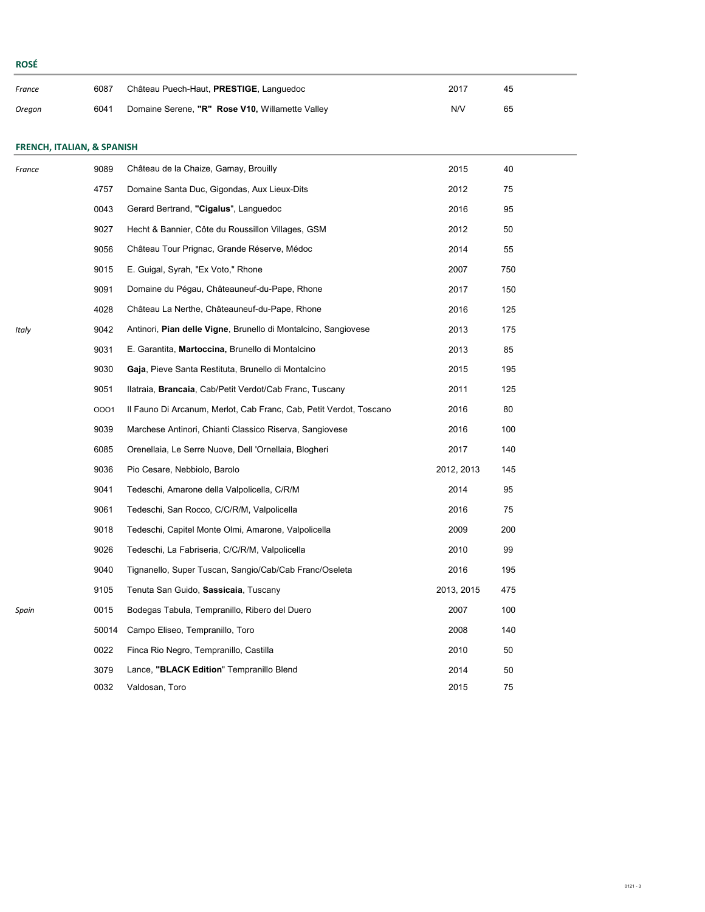## ROSÉ

| | | | | |
|---|---|---|---|---|
| *France* | 6087 | Château Puech-Haut, **PRESTIGE**, Languedoc | 2017 | 45 |
| *Oregon* | 6041 | Domaine Serene, **"R" Rose V10,** Willamette Valley | N/V | 65 |

## FRENCH, ITALIAN, & SPANISH

| | | | | |
|---|---|---|---|---|
| *France* | 9089 | Château de la Chaize, Gamay, Brouilly | 2015 | 40 |
| | 4757 | Domaine Santa Duc, Gigondas, Aux Lieux-Dits | 2012 | 75 |
| | 0043 | Gerard Bertrand, **"Cigalus"**, Languedoc | 2016 | 95 |
| | 9027 | Hecht & Bannier, Côte du Roussillon Villages, GSM | 2012 | 50 |
| | 9056 | Château Tour Prignac, Grande Réserve, Médoc | 2014 | 55 |
| | 9015 | E. Guigal, Syrah, "Ex Voto," Rhone | 2007 | 750 |
| | 9091 | Domaine du Pégau, Châteauneuf-du-Pape, Rhone | 2017 | 150 |
| | 4028 | Château La Nerthe, Châteauneuf-du-Pape, Rhone | 2016 | 125 |
| *Italy* | 9042 | Antinori, **Pian delle Vigne**, Brunello di Montalcino, Sangiovese | 2013 | 175 |
| | 9031 | E. Garantita, **Martoccina,** Brunello di Montalcino | 2013 | 85 |
| | 9030 | **Gaja**, Pieve Santa Restituta, Brunello di Montalcino | 2015 | 195 |
| | 9051 | Ilatraia, **Brancaia**, Cab/Petit Verdot/Cab Franc, Tuscany | 2011 | 125 |
| | OOO1 | Il Fauno Di Arcanum, Merlot, Cab Franc, Cab, Petit Verdot, Toscano | 2016 | 80 |
| | 9039 | Marchese Antinori, Chianti Classico Riserva, Sangiovese | 2016 | 100 |
| | 6085 | Orenellaia, Le Serre Nuove, Dell 'Ornellaia, Blogheri | 2017 | 140 |
| | 9036 | Pio Cesare, Nebbiolo, Barolo | 2012, 2013 | 145 |
| | 9041 | Tedeschi, Amarone della Valpolicella, C/R/M | 2014 | 95 |
| | 9061 | Tedeschi, San Rocco, C/C/R/M, Valpolicella | 2016 | 75 |
| | 9018 | Tedeschi, Capitel Monte Olmi, Amarone, Valpolicella | 2009 | 200 |
| | 9026 | Tedeschi, La Fabriseria, C/C/R/M, Valpolicella | 2010 | 99 |
| | 9040 | Tignanello, Super Tuscan, Sangio/Cab/Cab Franc/Oseleta | 2016 | 195 |
| | 9105 | Tenuta San Guido, **Sassicaia**, Tuscany | 2013, 2015 | 475 |
| *Spain* | 0015 | Bodegas Tabula, Tempranillo, Ribero del Duero | 2007 | 100 |
| | 50014 | Campo Eliseo, Tempranillo, Toro | 2008 | 140 |
| | 0022 | Finca Rio Negro, Tempranillo, Castilla | 2010 | 50 |
| | 3079 | Lance, **"BLACK Edition"** Tempranillo Blend | 2014 | 50 |
| | 0032 | Valdosan, Toro | 2015 | 75 |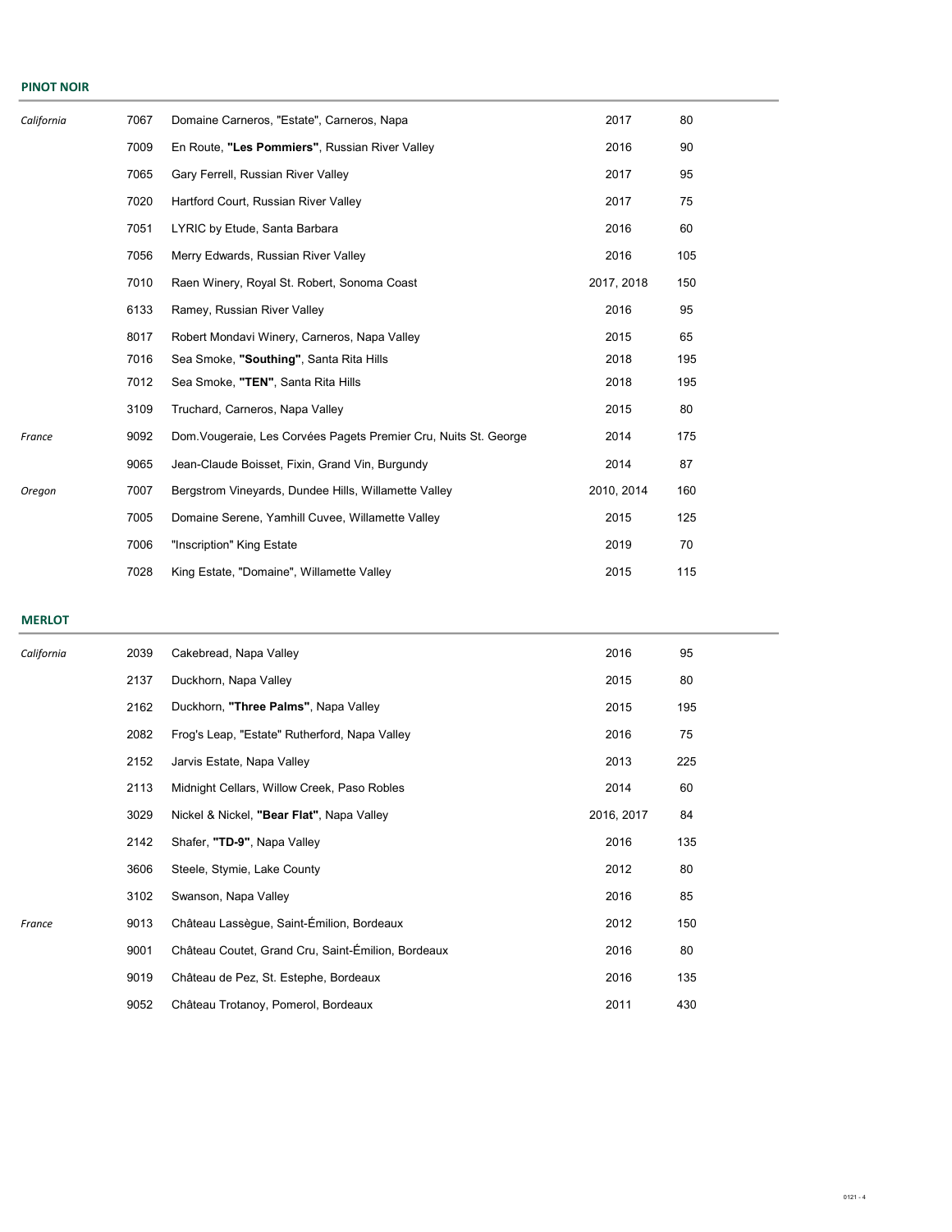## PINOT NOIR

| Region | Bin | Wine | Vintage | Price |
|---|---|---|---|---|
| *California* | 7067 | Domaine Carneros, "Estate", Carneros, Napa | 2017 | 80 |
| | 7009 | En Route, **"Les Pommiers"**, Russian River Valley | 2016 | 90 |
| | 7065 | Gary Ferrell, Russian River Valley | 2017 | 95 |
| | 7020 | Hartford Court, Russian River Valley | 2017 | 75 |
| | 7051 | LYRIC by Etude, Santa Barbara | 2016 | 60 |
| | 7056 | Merry Edwards, Russian River Valley | 2016 | 105 |
| | 7010 | Raen Winery, Royal St. Robert, Sonoma Coast | 2017, 2018 | 150 |
| | 6133 | Ramey, Russian River Valley | 2016 | 95 |
| | 8017 | Robert Mondavi Winery, Carneros, Napa Valley | 2015 | 65 |
| | 7016 | Sea Smoke, **"Southing"**, Santa Rita Hills | 2018 | 195 |
| | 7012 | Sea Smoke, **"TEN"**, Santa Rita Hills | 2018 | 195 |
| | 3109 | Truchard, Carneros, Napa Valley | 2015 | 80 |
| *France* | 9092 | Dom.Vougeraie, Les Corvées Pagets Premier Cru, Nuits St. George | 2014 | 175 |
| | 9065 | Jean-Claude Boisset, Fixin, Grand Vin, Burgundy | 2014 | 87 |
| *Oregon* | 7007 | Bergstrom Vineyards, Dundee Hills, Willamette Valley | 2010, 2014 | 160 |
| | 7005 | Domaine Serene, Yamhill Cuvee, Willamette Valley | 2015 | 125 |
| | 7006 | "Inscription" King Estate | 2019 | 70 |
| | 7028 | King Estate, "Domaine", Willamette Valley | 2015 | 115 |

## MERLOT

| Region | Bin | Wine | Vintage | Price |
|---|---|---|---|---|
| *California* | 2039 | Cakebread, Napa Valley | 2016 | 95 |
| | 2137 | Duckhorn, Napa Valley | 2015 | 80 |
| | 2162 | Duckhorn, **"Three Palms"**, Napa Valley | 2015 | 195 |
| | 2082 | Frog's Leap, "Estate" Rutherford, Napa Valley | 2016 | 75 |
| | 2152 | Jarvis Estate, Napa Valley | 2013 | 225 |
| | 2113 | Midnight Cellars, Willow Creek, Paso Robles | 2014 | 60 |
| | 3029 | Nickel & Nickel, **"Bear Flat"**, Napa Valley | 2016, 2017 | 84 |
| | 2142 | Shafer, **"TD-9"**, Napa Valley | 2016 | 135 |
| | 3606 | Steele, Stymie, Lake County | 2012 | 80 |
| | 3102 | Swanson, Napa Valley | 2016 | 85 |
| *France* | 9013 | Château Lassègue, Saint-Émilion, Bordeaux | 2012 | 150 |
| | 9001 | Château Coutet, Grand Cru, Saint-Émilion, Bordeaux | 2016 | 80 |
| | 9019 | Château de Pez, St. Estephe, Bordeaux | 2016 | 135 |
| | 9052 | Château Trotanoy, Pomerol, Bordeaux | 2011 | 430 |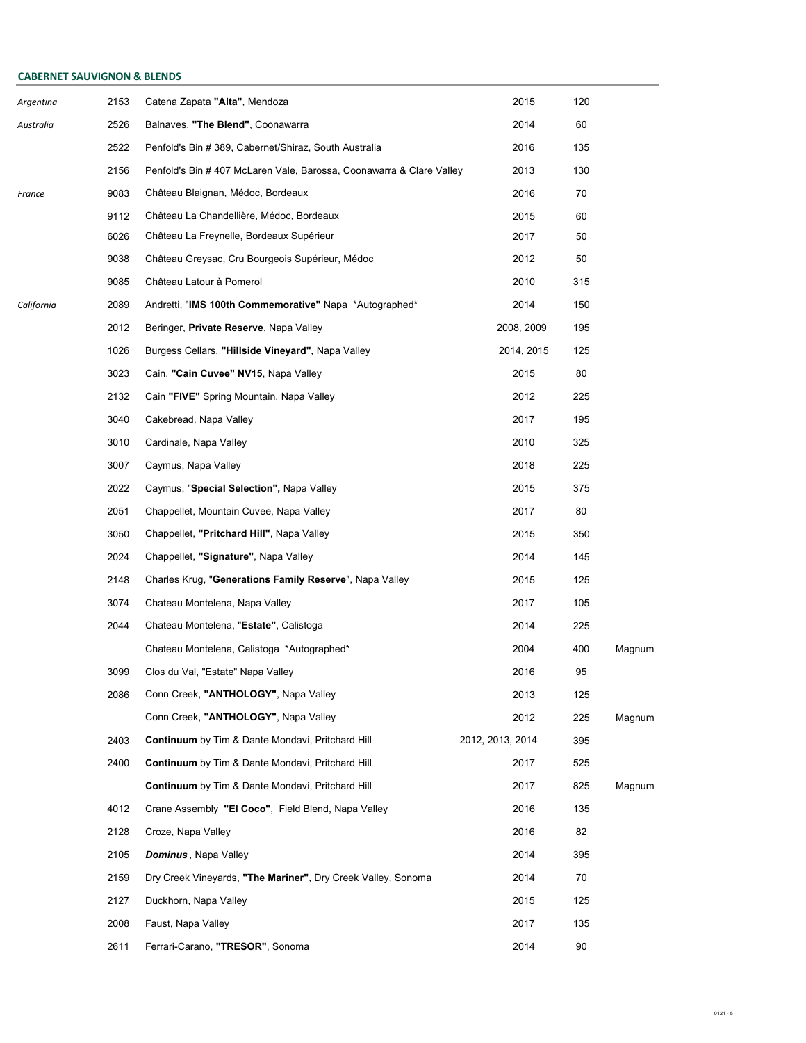## CABERNET SAUVIGNON & BLENDS

| | | | | | |
|---|---|---|---|---|---|
| *Argentina* | 2153 | Catena Zapata **"Alta"**, Mendoza | 2015 | 120 | |
| *Australia* | 2526 | Balnaves, **"The Blend"**, Coonawarra | 2014 | 60 | |
| | 2522 | Penfold's Bin # 389, Cabernet/Shiraz, South Australia | 2016 | 135 | |
| | 2156 | Penfold's Bin # 407 McLaren Vale, Barossa, Coonawarra & Clare Valley | 2013 | 130 | |
| *France* | 9083 | Château Blaignan, Médoc, Bordeaux | 2016 | 70 | |
| | 9112 | Château La Chandellière, Médoc, Bordeaux | 2015 | 60 | |
| | 6026 | Château La Freynelle, Bordeaux Supérieur | 2017 | 50 | |
| | 9038 | Château Greysac, Cru Bourgeois Supérieur, Médoc | 2012 | 50 | |
| | 9085 | Château Latour à Pomerol | 2010 | 315 | |
| *California* | 2089 | Andretti, "**IMS 100th Commemorative"** Napa *Autographed* | 2014 | 150 | |
| | 2012 | Beringer, **Private Reserve**, Napa Valley | 2008, 2009 | 195 | |
| | 1026 | Burgess Cellars, **"Hillside Vineyard",** Napa Valley | 2014, 2015 | 125 | |
| | 3023 | Cain, **"Cain Cuvee" NV15**, Napa Valley | 2015 | 80 | |
| | 2132 | Cain **"FIVE"** Spring Mountain, Napa Valley | 2012 | 225 | |
| | 3040 | Cakebread, Napa Valley | 2017 | 195 | |
| | 3010 | Cardinale, Napa Valley | 2010 | 325 | |
| | 3007 | Caymus, Napa Valley | 2018 | 225 | |
| | 2022 | Caymus, "**Special Selection",** Napa Valley | 2015 | 375 | |
| | 2051 | Chappellet, Mountain Cuvee, Napa Valley | 2017 | 80 | |
| | 3050 | Chappellet, **"Pritchard Hill"**, Napa Valley | 2015 | 350 | |
| | 2024 | Chappellet, **"Signature"**, Napa Valley | 2014 | 145 | |
| | 2148 | Charles Krug, "**Generations Family Reserve**", Napa Valley | 2015 | 125 | |
| | 3074 | Chateau Montelena, Napa Valley | 2017 | 105 | |
| | 2044 | Chateau Montelena, "**Estate"**, Calistoga | 2014 | 225 | |
| | | Chateau Montelena, Calistoga *Autographed* | 2004 | 400 | Magnum |
| | 3099 | Clos du Val, "Estate" Napa Valley | 2016 | 95 | |
| | 2086 | Conn Creek, **"ANTHOLOGY"**, Napa Valley | 2013 | 125 | |
| | | Conn Creek, **"ANTHOLOGY"**, Napa Valley | 2012 | 225 | Magnum |
| | 2403 | **Continuum** by Tim & Dante Mondavi, Pritchard Hill | 2012, 2013, 2014 | 395 | |
| | 2400 | **Continuum** by Tim & Dante Mondavi, Pritchard Hill | 2017 | 525 | |
| | | **Continuum** by Tim & Dante Mondavi, Pritchard Hill | 2017 | 825 | Magnum |
| | 4012 | Crane Assembly **"El Coco"**, Field Blend, Napa Valley | 2016 | 135 | |
| | 2128 | Croze, Napa Valley | 2016 | 82 | |
| | 2105 | ***Dominus***, Napa Valley | 2014 | 395 | |
| | 2159 | Dry Creek Vineyards, **"The Mariner"**, Dry Creek Valley, Sonoma | 2014 | 70 | |
| | 2127 | Duckhorn, Napa Valley | 2015 | 125 | |
| | 2008 | Faust, Napa Valley | 2017 | 135 | |
| | 2611 | Ferrari-Carano, **"TRESOR"**, Sonoma | 2014 | 90 | |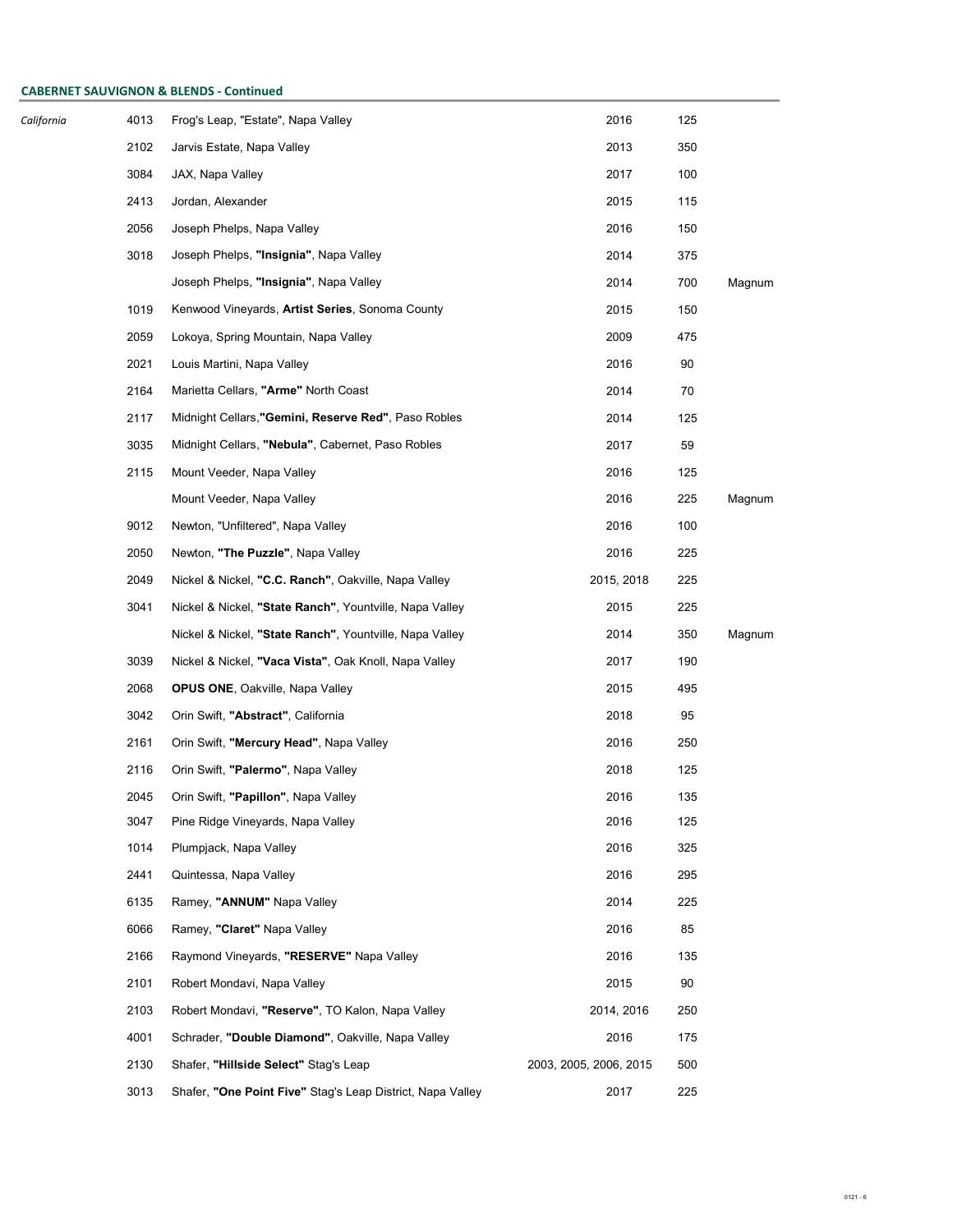## CABERNET SAUVIGNON & BLENDS - Continued

| Region | Bin | Wine | Vintage | Price | Size |
|---|---|---|---|---|---|
| *California* | 4013 | Frog's Leap, "Estate", Napa Valley | 2016 | 125 | |
| | 2102 | Jarvis Estate, Napa Valley | 2013 | 350 | |
| | 3084 | JAX, Napa Valley | 2017 | 100 | |
| | 2413 | Jordan, Alexander | 2015 | 115 | |
| | 2056 | Joseph Phelps, Napa Valley | 2016 | 150 | |
| | 3018 | Joseph Phelps, **"Insignia"**, Napa Valley | 2014 | 375 | |
| | | Joseph Phelps, **"Insignia"**, Napa Valley | 2014 | 700 | Magnum |
| | 1019 | Kenwood Vineyards, **Artist Series**, Sonoma County | 2015 | 150 | |
| | 2059 | Lokoya, Spring Mountain, Napa Valley | 2009 | 475 | |
| | 2021 | Louis Martini, Napa Valley | 2016 | 90 | |
| | 2164 | Marietta Cellars, **"Arme"** North Coast | 2014 | 70 | |
| | 2117 | Midnight Cellars,**"Gemini, Reserve Red"**, Paso Robles | 2014 | 125 | |
| | 3035 | Midnight Cellars, **"Nebula"**, Cabernet, Paso Robles | 2017 | 59 | |
| | 2115 | Mount Veeder, Napa Valley | 2016 | 125 | |
| | | Mount Veeder, Napa Valley | 2016 | 225 | Magnum |
| | 9012 | Newton, "Unfiltered", Napa Valley | 2016 | 100 | |
| | 2050 | Newton, **"The Puzzle"**, Napa Valley | 2016 | 225 | |
| | 2049 | Nickel & Nickel, **"C.C. Ranch"**, Oakville, Napa Valley | 2015, 2018 | 225 | |
| | 3041 | Nickel & Nickel, **"State Ranch"**, Yountville, Napa Valley | 2015 | 225 | |
| | | Nickel & Nickel, **"State Ranch"**, Yountville, Napa Valley | 2014 | 350 | Magnum |
| | 3039 | Nickel & Nickel, **"Vaca Vista"**, Oak Knoll, Napa Valley | 2017 | 190 | |
| | 2068 | **OPUS ONE**, Oakville, Napa Valley | 2015 | 495 | |
| | 3042 | Orin Swift, **"Abstract"**, California | 2018 | 95 | |
| | 2161 | Orin Swift, **"Mercury Head"**, Napa Valley | 2016 | 250 | |
| | 2116 | Orin Swift, **"Palermo"**, Napa Valley | 2018 | 125 | |
| | 2045 | Orin Swift, **"Papillon"**, Napa Valley | 2016 | 135 | |
| | 3047 | Pine Ridge Vineyards, Napa Valley | 2016 | 125 | |
| | 1014 | Plumpjack, Napa Valley | 2016 | 325 | |
| | 2441 | Quintessa, Napa Valley | 2016 | 295 | |
| | 6135 | Ramey, **"ANNUM"** Napa Valley | 2014 | 225 | |
| | 6066 | Ramey, **"Claret"** Napa Valley | 2016 | 85 | |
| | 2166 | Raymond Vineyards, **"RESERVE"** Napa Valley | 2016 | 135 | |
| | 2101 | Robert Mondavi, Napa Valley | 2015 | 90 | |
| | 2103 | Robert Mondavi, **"Reserve"**, TO Kalon, Napa Valley | 2014, 2016 | 250 | |
| | 4001 | Schrader, **"Double Diamond"**, Oakville, Napa Valley | 2016 | 175 | |
| | 2130 | Shafer, **"Hillside Select"** Stag's Leap | 2003, 2005, 2006, 2015 | 500 | |
| | 3013 | Shafer, **"One Point Five"** Stag's Leap District, Napa Valley | 2017 | 225 | |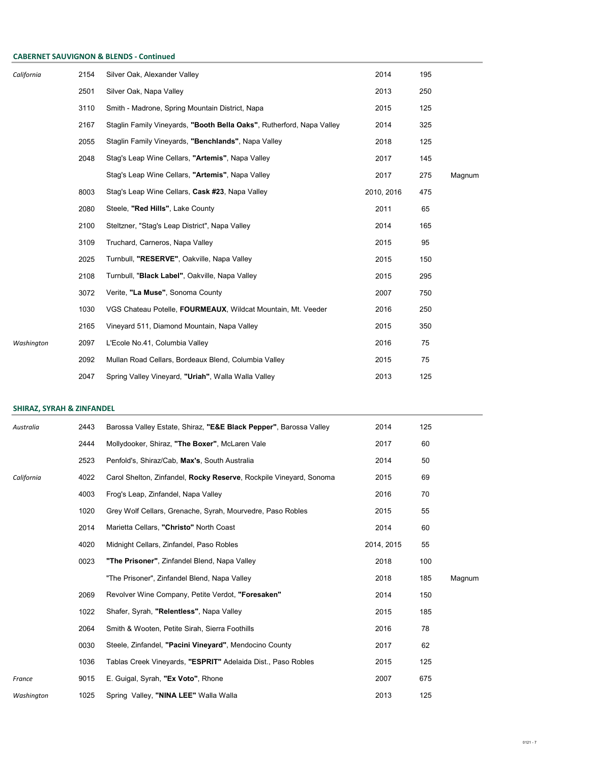## CABERNET SAUVIGNON & BLENDS - Continued

| | | | | | |
|---|---|---|---|---|---|
| *California* | 2154 | Silver Oak, Alexander Valley | 2014 | 195 | |
| | 2501 | Silver Oak, Napa Valley | 2013 | 250 | |
| | 3110 | Smith - Madrone, Spring Mountain District, Napa | 2015 | 125 | |
| | 2167 | Staglin Family Vineyards, **"Booth Bella Oaks"**, Rutherford, Napa Valley | 2014 | 325 | |
| | 2055 | Staglin Family Vineyards, **"Benchlands"**, Napa Valley | 2018 | 125 | |
| | 2048 | Stag's Leap Wine Cellars, **"Artemis"**, Napa Valley | 2017 | 145 | |
| | | Stag's Leap Wine Cellars, **"Artemis"**, Napa Valley | 2017 | 275 | Magnum |
| | 8003 | Stag's Leap Wine Cellars, **Cask #23**, Napa Valley | 2010, 2016 | 475 | |
| | 2080 | Steele, **"Red Hills"**, Lake County | 2011 | 65 | |
| | 2100 | Steltzner, "Stag's Leap District", Napa Valley | 2014 | 165 | |
| | 3109 | Truchard, Carneros, Napa Valley | 2015 | 95 | |
| | 2025 | Turnbull, **"RESERVE"**, Oakville, Napa Valley | 2015 | 150 | |
| | 2108 | Turnbull, "**Black Label"**, Oakville, Napa Valley | 2015 | 295 | |
| | 3072 | Verite, **"La Muse"**, Sonoma County | 2007 | 750 | |
| | 1030 | VGS Chateau Potelle, **FOURMEAUX**, Wildcat Mountain, Mt. Veeder | 2016 | 250 | |
| | 2165 | Vineyard 511, Diamond Mountain, Napa Valley | 2015 | 350 | |
| *Washington* | 2097 | L'Ecole No.41, Columbia Valley | 2016 | 75 | |
| | 2092 | Mullan Road Cellars, Bordeaux Blend, Columbia Valley | 2015 | 75 | |
| | 2047 | Spring Valley Vineyard, **"Uriah"**, Walla Walla Valley | 2013 | 125 | |

## SHIRAZ, SYRAH & ZINFANDEL

| | | | | | |
|---|---|---|---|---|---|
| *Australia* | 2443 | Barossa Valley Estate, Shiraz, **"E&E Black Pepper"**, Barossa Valley | 2014 | 125 | |
| | 2444 | Mollydooker, Shiraz, **"The Boxer"**, McLaren Vale | 2017 | 60 | |
| | 2523 | Penfold's, Shiraz/Cab, **Max's**, South Australia | 2014 | 50 | |
| *California* | 4022 | Carol Shelton, Zinfandel, **Rocky Reserve**, Rockpile Vineyard, Sonoma | 2015 | 69 | |
| | 4003 | Frog's Leap, Zinfandel, Napa Valley | 2016 | 70 | |
| | 1020 | Grey Wolf Cellars, Grenache, Syrah, Mourvedre, Paso Robles | 2015 | 55 | |
| | 2014 | Marietta Cellars, **"Christo"** North Coast | 2014 | 60 | |
| | 4020 | Midnight Cellars, Zinfandel, Paso Robles | 2014, 2015 | 55 | |
| | 0023 | **"The Prisoner"**, Zinfandel Blend, Napa Valley | 2018 | 100 | |
| | | "The Prisoner", Zinfandel Blend, Napa Valley | 2018 | 185 | Magnum |
| | 2069 | Revolver Wine Company, Petite Verdot, **"Foresaken"** | 2014 | 150 | |
| | 1022 | Shafer, Syrah, **"Relentless"**, Napa Valley | 2015 | 185 | |
| | 2064 | Smith & Wooten, Petite Sirah, Sierra Foothills | 2016 | 78 | |
| | 0030 | Steele, Zinfandel, **"Pacini Vineyard"**, Mendocino County | 2017 | 62 | |
| | 1036 | Tablas Creek Vineyards, **"ESPRIT"** Adelaida Dist., Paso Robles | 2015 | 125 | |
| *France* | 9015 | E. Guigal, Syrah, **"Ex Voto"**, Rhone | 2007 | 675 | |
| *Washington* | 1025 | Spring Valley, **"NINA LEE"** Walla Walla | 2013 | 125 | |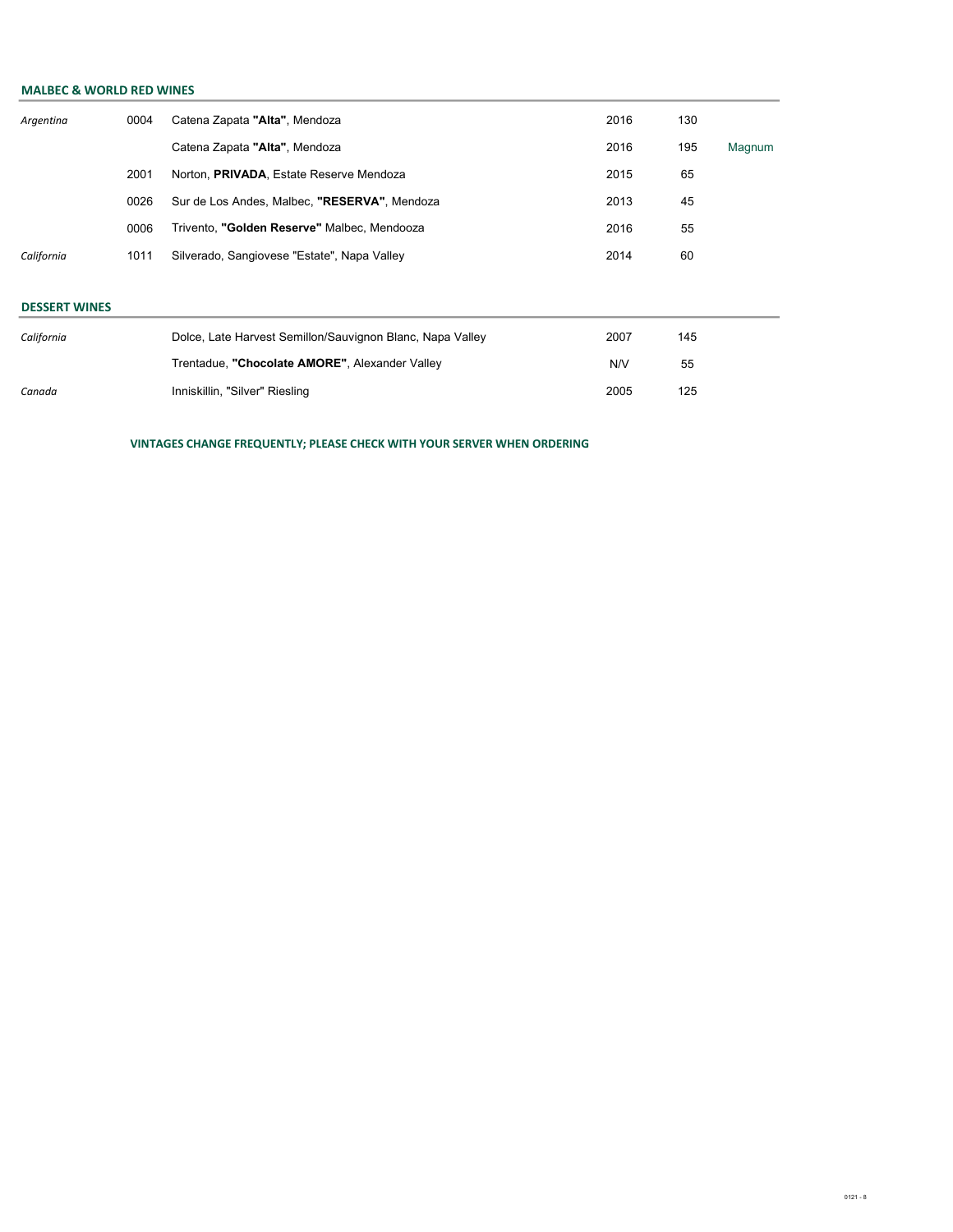## MALBEC & WORLD RED WINES

| | | | | | |
|---|---|---|---|---|---|
| *Argentina* | 0004 | Catena Zapata **"Alta"**, Mendoza | 2016 | 130 | |
| | | Catena Zapata **"Alta"**, Mendoza | 2016 | 195 | Magnum |
| | 2001 | Norton, **PRIVADA**, Estate Reserve Mendoza | 2015 | 65 | |
| | 0026 | Sur de Los Andes, Malbec, **"RESERVA"**, Mendoza | 2013 | 45 | |
| | 0006 | Trivento, **"Golden Reserve"** Malbec, Mendooza | 2016 | 55 | |
| *California* | 1011 | Silverado, Sangiovese "Estate", Napa Valley | 2014 | 60 | |

## DESSERT WINES

| | | | |
|---|---|---|---|
| *California* | Dolce, Late Harvest Semillon/Sauvignon Blanc, Napa Valley | 2007 | 145 |
| | Trentadue, **"Chocolate AMORE"**, Alexander Valley | N/V | 55 |
| *Canada* | Inniskillin, "Silver" Riesling | 2005 | 125 |

**VINTAGES CHANGE FREQUENTLY; PLEASE CHECK WITH YOUR SERVER WHEN ORDERING**